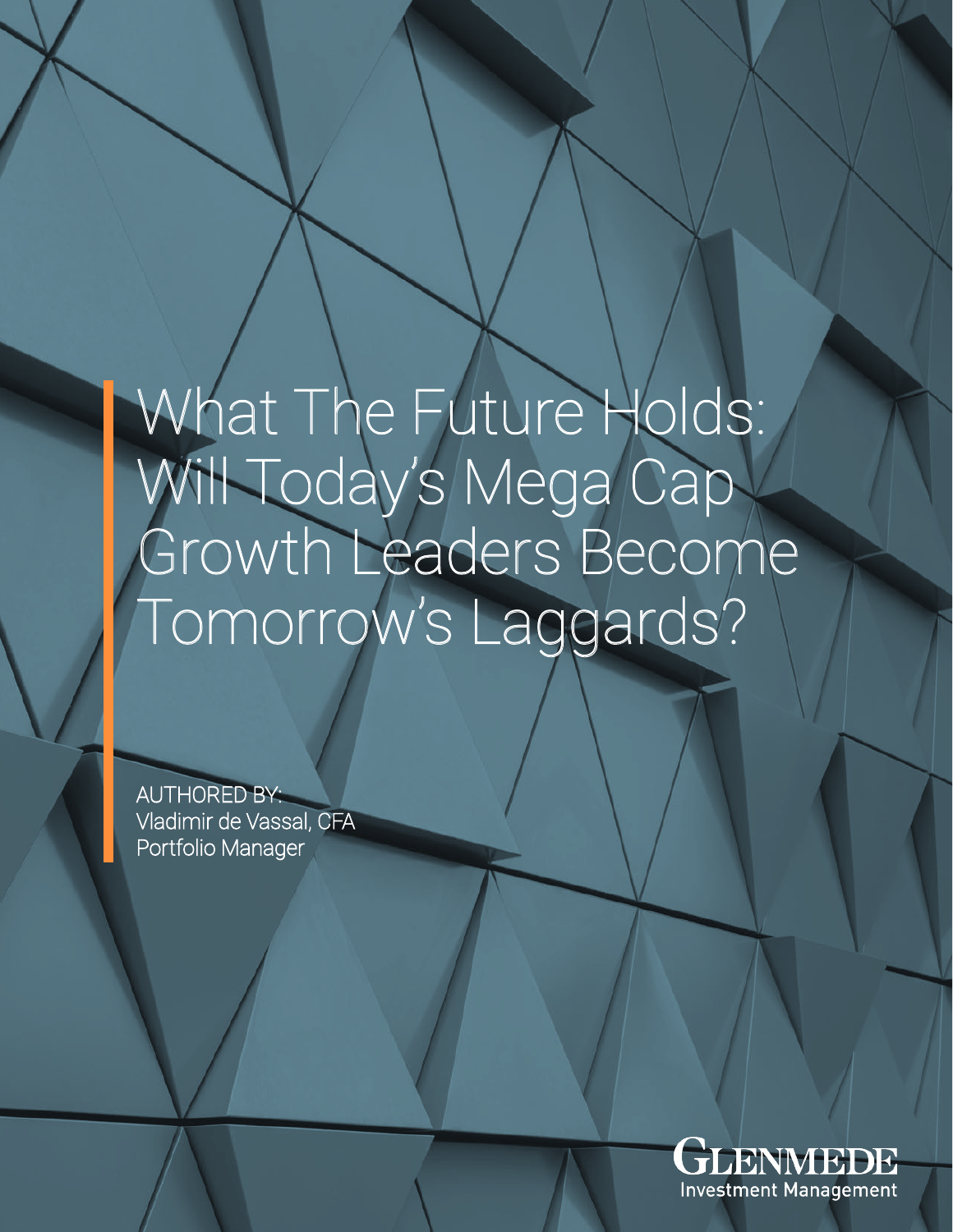# What The Future Holds: Will Today's Mega Cap Growth Leaders Become Tomorrow's Laggards?

AUTHORED BY:
Vladimir de Vassal, CFA
Portfolio Manager

GLENMEDE
Investment Management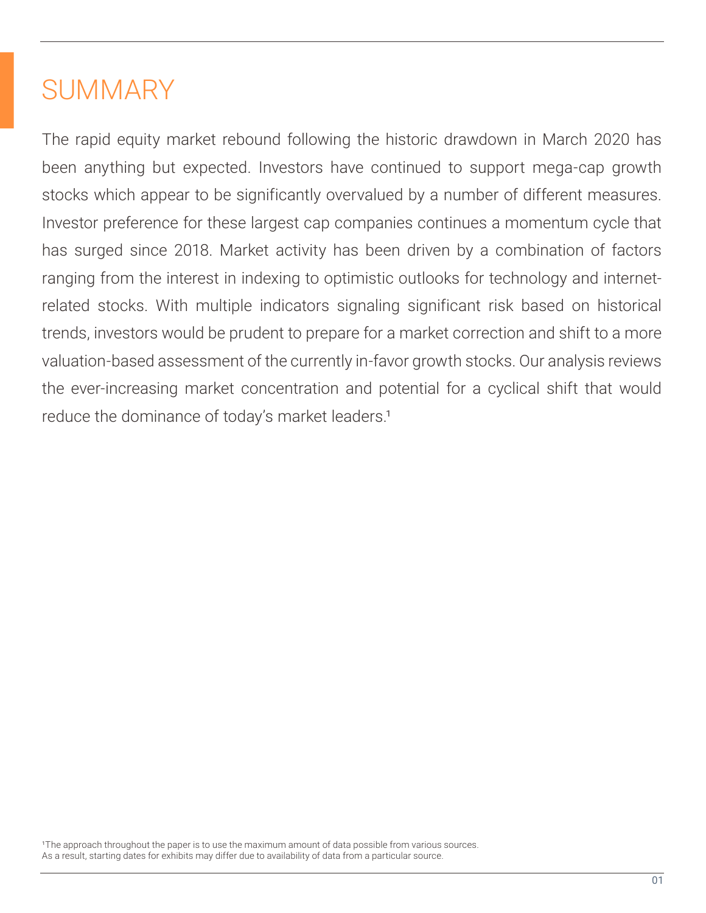# SUMMARY

The rapid equity market rebound following the historic drawdown in March 2020 has been anything but expected. Investors have continued to support mega-cap growth stocks which appear to be significantly overvalued by a number of different measures. Investor preference for these largest cap companies continues a momentum cycle that has surged since 2018. Market activity has been driven by a combination of factors ranging from the interest in indexing to optimistic outlooks for technology and internet-related stocks. With multiple indicators signaling significant risk based on historical trends, investors would be prudent to prepare for a market correction and shift to a more valuation-based assessment of the currently in-favor growth stocks. Our analysis reviews the ever-increasing market concentration and potential for a cyclical shift that would reduce the dominance of today's market leaders.[1]

[1]The approach throughout the paper is to use the maximum amount of data possible from various sources. As a result, starting dates for exhibits may differ due to availability of data from a particular source.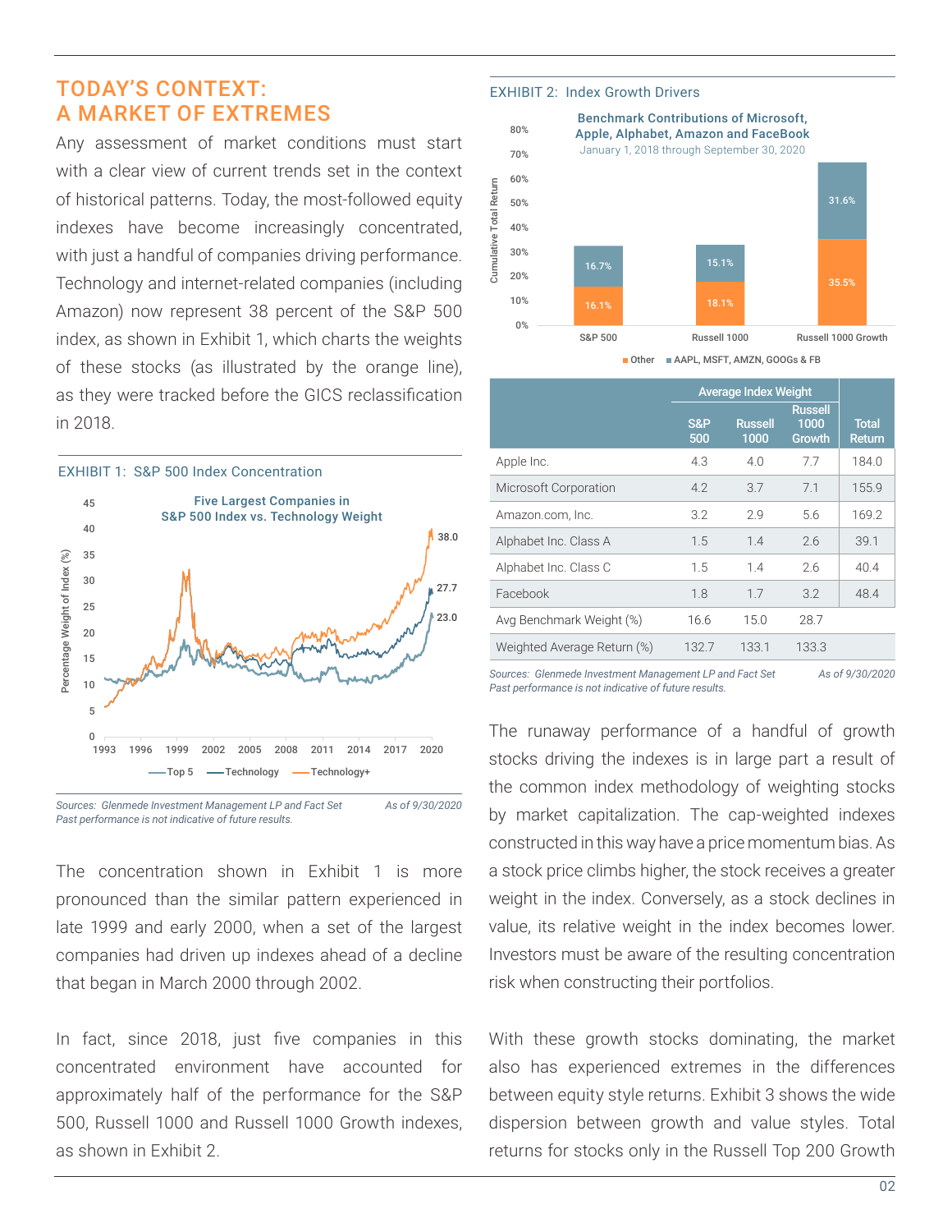## TODAY'S CONTEXT: A MARKET OF EXTREMES

Any assessment of market conditions must start with a clear view of current trends set in the context of historical patterns. Today, the most-followed equity indexes have become increasingly concentrated, with just a handful of companies driving performance. Technology and internet-related companies (including Amazon) now represent 38 percent of the S&P 500 index, as shown in Exhibit 1, which charts the weights of these stocks (as illustrated by the orange line), as they were tracked before the GICS reclassification in 2018.

EXHIBIT 1: S&P 500 Index Concentration

Five Largest Companies in S&P 500 Index vs. Technology Weight

*Sources: Glenmede Investment Management LP and Fact Set* *As of 9/30/2020*
*Past performance is not indicative of future results.*

The concentration shown in Exhibit 1 is more pronounced than the similar pattern experienced in late 1999 and early 2000, when a set of the largest companies had driven up indexes ahead of a decline that began in March 2000 through 2002.

In fact, since 2018, just five companies in this concentrated environment have accounted for approximately half of the performance for the S&P 500, Russell 1000 and Russell 1000 Growth indexes, as shown in Exhibit 2.

EXHIBIT 2: Index Growth Drivers

Benchmark Contributions of Microsoft, Apple, Alphabet, Amazon and FaceBook
January 1, 2018 through September 30, 2020

| | Average Index Weight | | | |
|---|---|---|---|---|
| | S&P 500 | Russell 1000 | Russell 1000 Growth | Total Return |
| Apple Inc. | 4.3 | 4.0 | 7.7 | 184.0 |
| Microsoft Corporation | 4.2 | 3.7 | 7.1 | 155.9 |
| Amazon.com, Inc. | 3.2 | 2.9 | 5.6 | 169.2 |
| Alphabet Inc. Class A | 1.5 | 1.4 | 2.6 | 39.1 |
| Alphabet Inc. Class C | 1.5 | 1.4 | 2.6 | 40.4 |
| Facebook | 1.8 | 1.7 | 3.2 | 48.4 |
| Avg Benchmark Weight (%) | 16.6 | 15.0 | 28.7 | |
| Weighted Average Return (%) | 132.7 | 133.1 | 133.3 | |

*Sources: Glenmede Investment Management LP and Fact Set* *As of 9/30/2020*
*Past performance is not indicative of future results.*

The runaway performance of a handful of growth stocks driving the indexes is in large part a result of the common index methodology of weighting stocks by market capitalization. The cap-weighted indexes constructed in this way have a price momentum bias. As a stock price climbs higher, the stock receives a greater weight in the index. Conversely, as a stock declines in value, its relative weight in the index becomes lower. Investors must be aware of the resulting concentration risk when constructing their portfolios.

With these growth stocks dominating, the market also has experienced extremes in the differences between equity style returns. Exhibit 3 shows the wide dispersion between growth and value styles. Total returns for stocks only in the Russell Top 200 Growth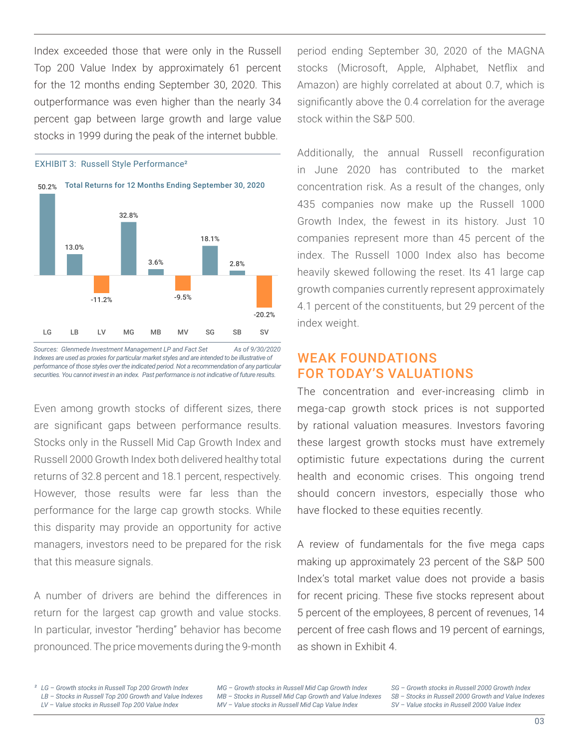Index exceeded those that were only in the Russell Top 200 Value Index by approximately 61 percent for the 12 months ending September 30, 2020. This outperformance was even higher than the nearly 34 percent gap between large growth and large value stocks in 1999 during the peak of the internet bubble.

EXHIBIT 3: Russell Style Performance[2]

**Total Returns for 12 Months Ending September 30, 2020**

| LG | LB | LV | MG | MB | MV | SG | SB | SV |
|---|---|---|---|---|---|---|---|---|
| 50.2% | 13.0% | -11.2% | 32.8% | 3.6% | -9.5% | 18.1% | 2.8% | -20.2% |

*Sources: Glenmede Investment Management LP and Fact Set — As of 9/30/2020*
*Indexes are used as proxies for particular market styles and are intended to be illustrative of performance of those styles over the indicated period. Not a recommendation of any particular securities. You cannot invest in an index. Past performance is not indicative of future results.*

Even among growth stocks of different sizes, there are significant gaps between performance results. Stocks only in the Russell Mid Cap Growth Index and Russell 2000 Growth Index both delivered healthy total returns of 32.8 percent and 18.1 percent, respectively. However, those results were far less than the performance for the large cap growth stocks. While this disparity may provide an opportunity for active managers, investors need to be prepared for the risk that this measure signals.

A number of drivers are behind the differences in return for the largest cap growth and value stocks. In particular, investor "herding" behavior has become pronounced. The price movements during the 9-month period ending September 30, 2020 of the MAGNA stocks (Microsoft, Apple, Alphabet, Netflix and Amazon) are highly correlated at about 0.7, which is significantly above the 0.4 correlation for the average stock within the S&P 500.

Additionally, the annual Russell reconfiguration in June 2020 has contributed to the market concentration risk. As a result of the changes, only 435 companies now make up the Russell 1000 Growth Index, the fewest in its history. Just 10 companies represent more than 45 percent of the index. The Russell 1000 Index also has become heavily skewed following the reset. Its 41 large cap growth companies currently represent approximately 4.1 percent of the constituents, but 29 percent of the index weight.

## WEAK FOUNDATIONS FOR TODAY'S VALUATIONS

The concentration and ever-increasing climb in mega-cap growth stock prices is not supported by rational valuation measures. Investors favoring these largest growth stocks must have extremely optimistic future expectations during the current health and economic crises. This ongoing trend should concern investors, especially those who have flocked to these equities recently.

A review of fundamentals for the five mega caps making up approximately 23 percent of the S&P 500 Index's total market value does not provide a basis for recent pricing. These five stocks represent about 5 percent of the employees, 8 percent of revenues, 14 percent of free cash flows and 19 percent of earnings, as shown in Exhibit 4.

---

[2] *LG – Growth stocks in Russell Top 200 Growth Index*
*LB – Stocks in Russell Top 200 Growth and Value Indexes*
*LV – Value stocks in Russell Top 200 Value Index*
*MG – Growth stocks in Russell Mid Cap Growth Index*
*MB – Stocks in Russell Mid Cap Growth and Value Indexes*
*MV – Value stocks in Russell Mid Cap Value Index*
*SG – Growth stocks in Russell 2000 Growth Index*
*SB – Stocks in Russell 2000 Growth and Value Indexes*
*SV – Value stocks in Russell 2000 Value Index*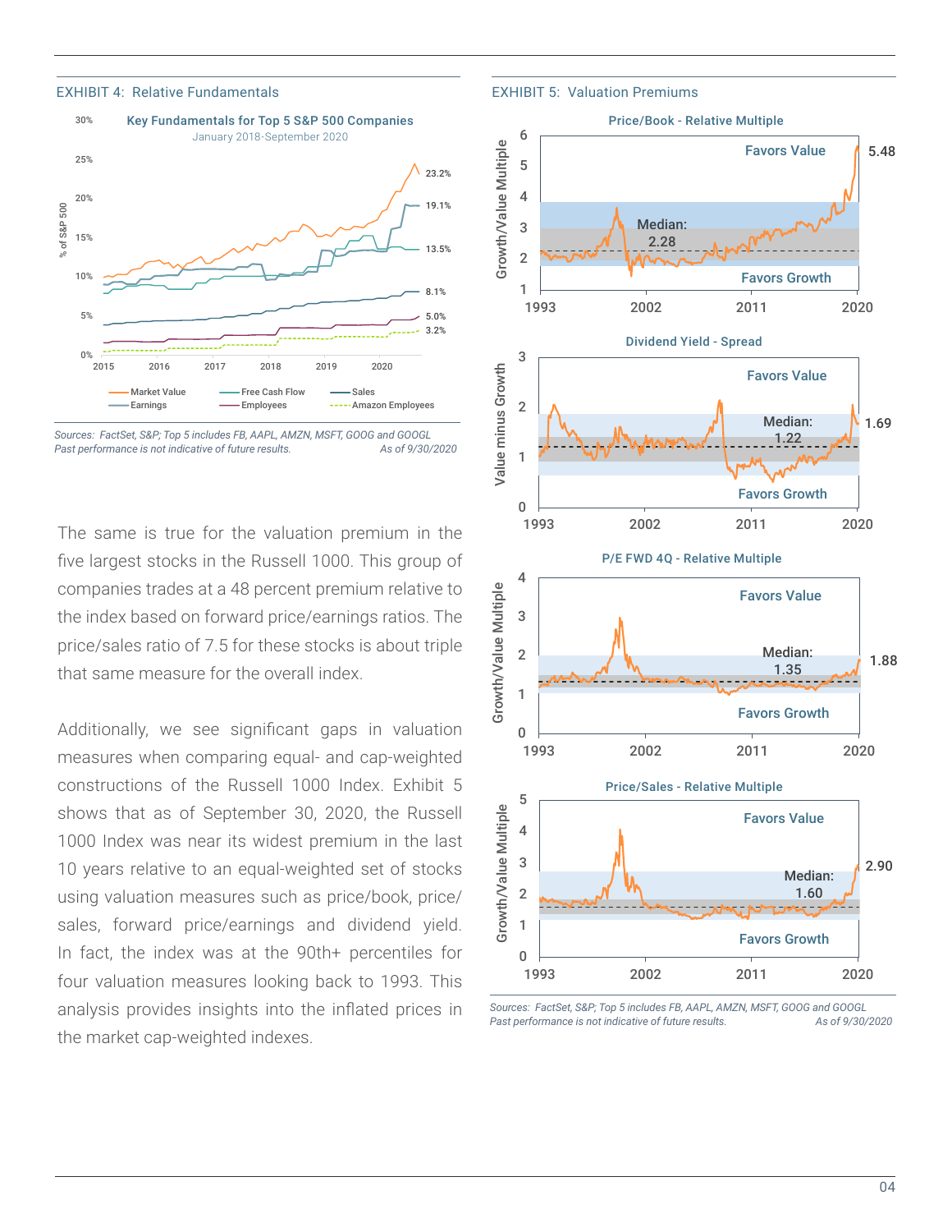EXHIBIT 4: Relative Fundamentals

Key Fundamentals for Top 5 S&P 500 Companies
January 2018-September 2020

% of S&P 500

Market Value 23.2%, Free Cash Flow 19.1%, Earnings 13.5%, Sales 8.1%, Employees 5.0%, Amazon Employees 3.2%

*Sources: FactSet, S&P; Top 5 includes FB, AAPL, AMZN, MSFT, GOOG and GOOGL*
*Past performance is not indicative of future results.* *As of 9/30/2020*

EXHIBIT 5: Valuation Premiums

Price/Book - Relative Multiple: Median: 2.28; current 5.48

Dividend Yield - Spread: Median: 1.22; current 1.69

P/E FWD 4Q - Relative Multiple: Median: 1.35; current 1.88

Price/Sales - Relative Multiple: Median: 1.60; current 2.90

*Sources: FactSet, S&P; Top 5 includes FB, AAPL, AMZN, MSFT, GOOG and GOOGL*
*Past performance is not indicative of future results.* *As of 9/30/2020*

The same is true for the valuation premium in the five largest stocks in the Russell 1000. This group of companies trades at a 48 percent premium relative to the index based on forward price/earnings ratios. The price/sales ratio of 7.5 for these stocks is about triple that same measure for the overall index.

Additionally, we see significant gaps in valuation measures when comparing equal- and cap-weighted constructions of the Russell 1000 Index. Exhibit 5 shows that as of September 30, 2020, the Russell 1000 Index was near its widest premium in the last 10 years relative to an equal-weighted set of stocks using valuation measures such as price/book, price/sales, forward price/earnings and dividend yield. In fact, the index was at the 90th+ percentiles for four valuation measures looking back to 1993. This analysis provides insights into the inflated prices in the market cap-weighted indexes.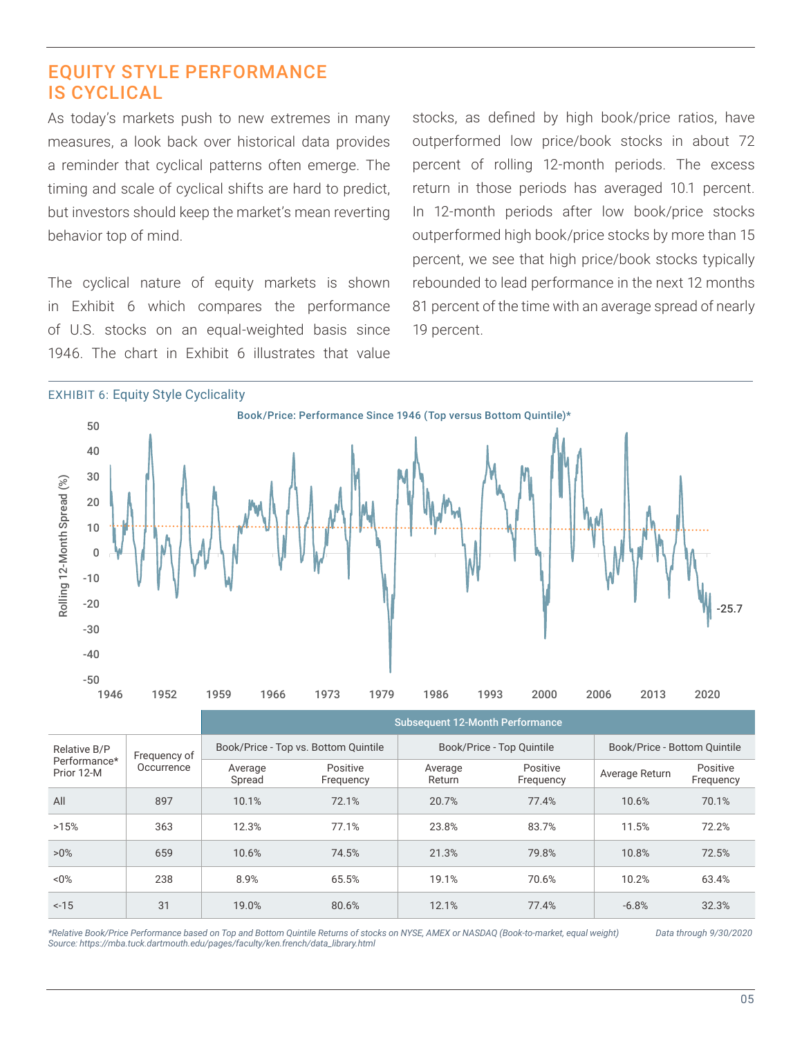## EQUITY STYLE PERFORMANCE IS CYCLICAL

As today's markets push to new extremes in many measures, a look back over historical data provides a reminder that cyclical patterns often emerge. The timing and scale of cyclical shifts are hard to predict, but investors should keep the market's mean reverting behavior top of mind.

The cyclical nature of equity markets is shown in Exhibit 6 which compares the performance of U.S. stocks on an equal-weighted basis since 1946. The chart in Exhibit 6 illustrates that value stocks, as defined by high book/price ratios, have outperformed low price/book stocks in about 72 percent of rolling 12-month periods. The excess return in those periods has averaged 10.1 percent. In 12-month periods after low book/price stocks outperformed high book/price stocks by more than 15 percent, we see that high price/book stocks typically rebounded to lead performance in the next 12 months 81 percent of the time with an average spread of nearly 19 percent.

EXHIBIT 6: Equity Style Cyclicality

Book/Price: Performance Since 1946 (Top versus Bottom Quintile)*

| Relative B/P Performance* Prior 12-M | Frequency of Occurrence | Subsequent 12-Month Performance | | | | | |
|---|---|---|---|---|---|---|---|
| | | Book/Price - Top vs. Bottom Quintile | | Book/Price - Top Quintile | | Book/Price - Bottom Quintile | |
| | | Average Spread | Positive Frequency | Average Return | Positive Frequency | Average Return | Positive Frequency |
| All | 897 | 10.1% | 72.1% | 20.7% | 77.4% | 10.6% | 70.1% |
| >15% | 363 | 12.3% | 77.1% | 23.8% | 83.7% | 11.5% | 72.2% |
| >0% | 659 | 10.6% | 74.5% | 21.3% | 79.8% | 10.8% | 72.5% |
| <0% | 238 | 8.9% | 65.5% | 19.1% | 70.6% | 10.2% | 63.4% |
| <-15 | 31 | 19.0% | 80.6% | 12.1% | 77.4% | -6.8% | 32.3% |

*Relative Book/Price Performance based on Top and Bottom Quintile Returns of stocks on NYSE, AMEX or NASDAQ (Book-to-market, equal weight)*
*Source: https://mba.tuck.dartmouth.edu/pages/faculty/ken.french/data_library.html*

*Data through 9/30/2020*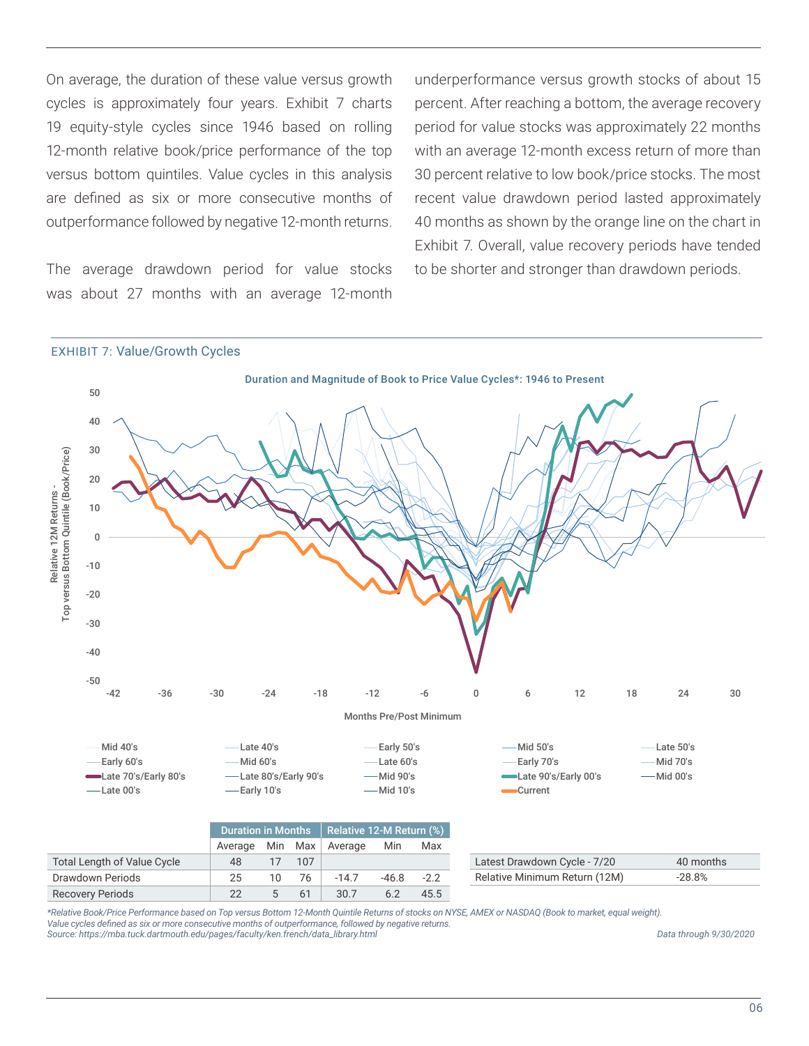On average, the duration of these value versus growth cycles is approximately four years. Exhibit 7 charts 19 equity-style cycles since 1946 based on rolling 12-month relative book/price performance of the top versus bottom quintiles. Value cycles in this analysis are defined as six or more consecutive months of outperformance followed by negative 12-month returns.

The average drawdown period for value stocks was about 27 months with an average 12-month underperformance versus growth stocks of about 15 percent. After reaching a bottom, the average recovery period for value stocks was approximately 22 months with an average 12-month excess return of more than 30 percent relative to low book/price stocks. The most recent value drawdown period lasted approximately 40 months as shown by the orange line on the chart in Exhibit 7. Overall, value recovery periods have tended to be shorter and stronger than drawdown periods.

EXHIBIT 7: Value/Growth Cycles

Duration and Magnitude of Book to Price Value Cycles*: 1946 to Present

| | Duration in Months | | | Relative 12-M Return (%) | | |
|---|---|---|---|---|---|---|
| | Average | Min | Max | Average | Min | Max |
| Total Length of Value Cycle | 48 | 17 | 107 | | | |
| Drawdown Periods | 25 | 10 | 76 | -14.7 | -46.8 | -2.2 |
| Recovery Periods | 22 | 5 | 61 | 30.7 | 6.2 | 45.5 |

| | |
|---|---|
| Latest Drawdown Cycle - 7/20 | 40 months |
| Relative Minimum Return (12M) | -28.8% |

*Relative Book/Price Performance based on Top versus Bottom 12-Month Quintile Returns of stocks on NYSE, AMEX or NASDAQ (Book to market, equal weight).
Value cycles defined as six or more consecutive months of outperformance, followed by negative returns.
Source: https://mba.tuck.dartmouth.edu/pages/faculty/ken.french/data_library.html

Data through 9/30/2020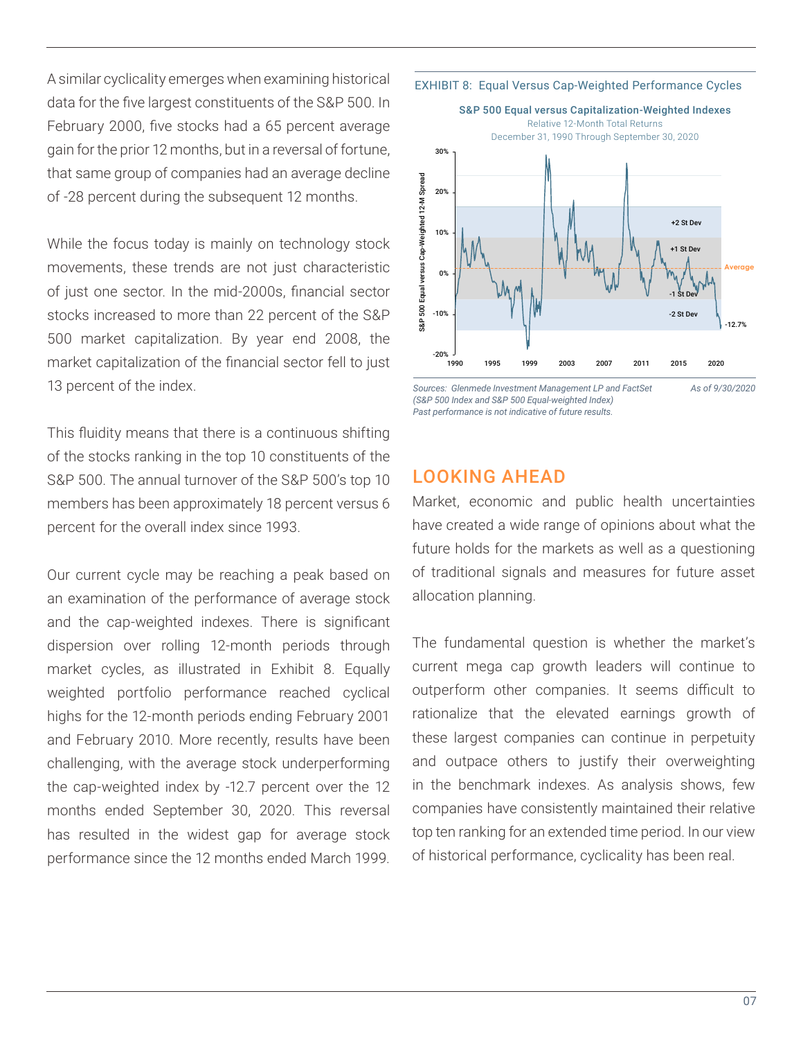A similar cyclicality emerges when examining historical data for the five largest constituents of the S&P 500. In February 2000, five stocks had a 65 percent average gain for the prior 12 months, but in a reversal of fortune, that same group of companies had an average decline of -28 percent during the subsequent 12 months.

While the focus today is mainly on technology stock movements, these trends are not just characteristic of just one sector. In the mid-2000s, financial sector stocks increased to more than 22 percent of the S&P 500 market capitalization. By year end 2008, the market capitalization of the financial sector fell to just 13 percent of the index.

This fluidity means that there is a continuous shifting of the stocks ranking in the top 10 constituents of the S&P 500. The annual turnover of the S&P 500's top 10 members has been approximately 18 percent versus 6 percent for the overall index since 1993.

Our current cycle may be reaching a peak based on an examination of the performance of average stock and the cap-weighted indexes. There is significant dispersion over rolling 12-month periods through market cycles, as illustrated in Exhibit 8. Equally weighted portfolio performance reached cyclical highs for the 12-month periods ending February 2001 and February 2010. More recently, results have been challenging, with the average stock underperforming the cap-weighted index by -12.7 percent over the 12 months ended September 30, 2020. This reversal has resulted in the widest gap for average stock performance since the 12 months ended March 1999.

EXHIBIT 8: Equal Versus Cap-Weighted Performance Cycles

**S&P 500 Equal versus Capitalization-Weighted Indexes**
Relative 12-Month Total Returns
December 31, 1990 Through September 30, 2020

*Sources: Glenmede Investment Management LP and FactSet (S&P 500 Index and S&P 500 Equal-weighted Index)*
*Past performance is not indicative of future results.*
*As of 9/30/2020*

## LOOKING AHEAD

Market, economic and public health uncertainties have created a wide range of opinions about what the future holds for the markets as well as a questioning of traditional signals and measures for future asset allocation planning.

The fundamental question is whether the market's current mega cap growth leaders will continue to outperform other companies. It seems difficult to rationalize that the elevated earnings growth of these largest companies can continue in perpetuity and outpace others to justify their overweighting in the benchmark indexes. As analysis shows, few companies have consistently maintained their relative top ten ranking for an extended time period. In our view of historical performance, cyclicality has been real.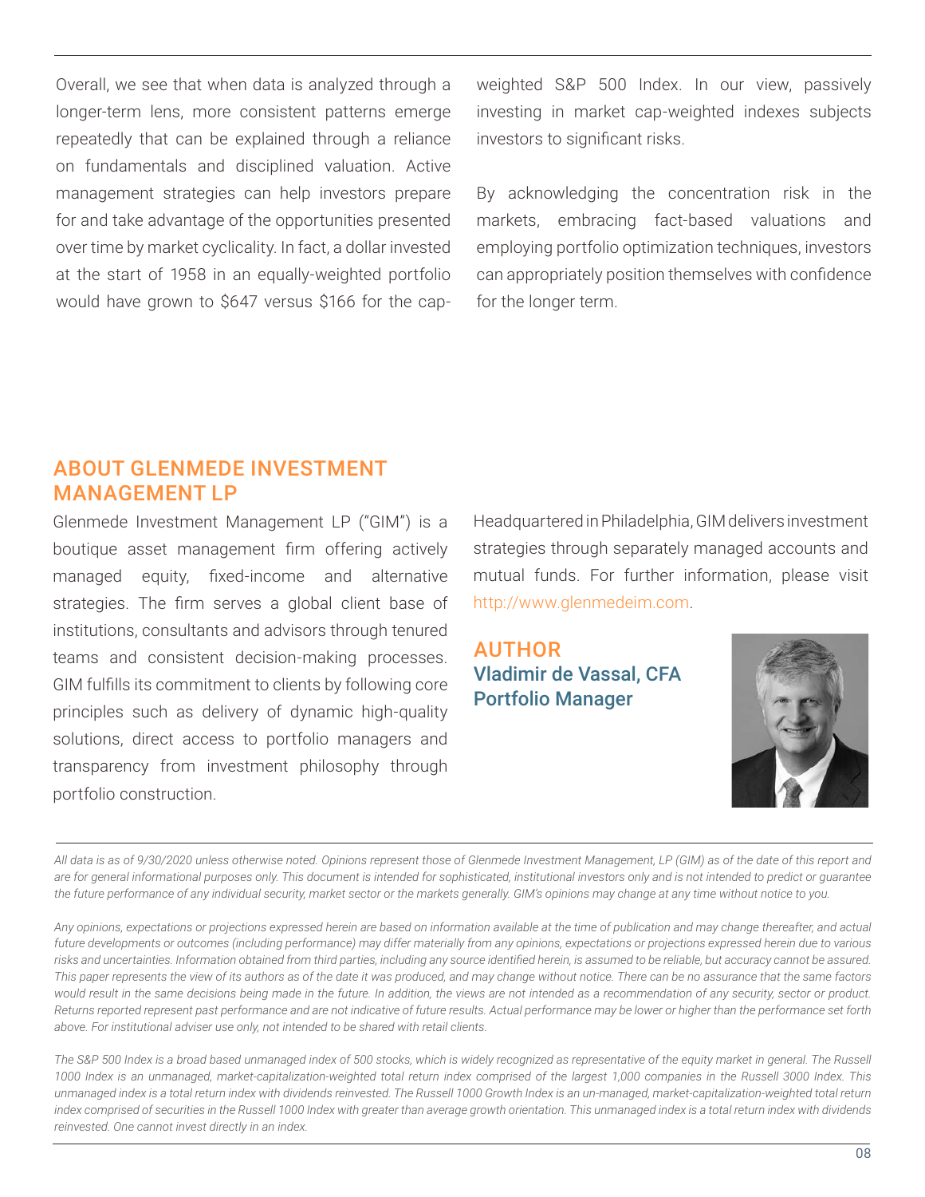Overall, we see that when data is analyzed through a longer-term lens, more consistent patterns emerge repeatedly that can be explained through a reliance on fundamentals and disciplined valuation. Active management strategies can help investors prepare for and take advantage of the opportunities presented over time by market cyclicality. In fact, a dollar invested at the start of 1958 in an equally-weighted portfolio would have grown to $647 versus $166 for the cap-weighted S&P 500 Index. In our view, passively investing in market cap-weighted indexes subjects investors to significant risks.

By acknowledging the concentration risk in the markets, embracing fact-based valuations and employing portfolio optimization techniques, investors can appropriately position themselves with confidence for the longer term.

## ABOUT GLENMEDE INVESTMENT MANAGEMENT LP

Glenmede Investment Management LP ("GIM") is a boutique asset management firm offering actively managed equity, fixed-income and alternative strategies. The firm serves a global client base of institutions, consultants and advisors through tenured teams and consistent decision-making processes. GIM fulfills its commitment to clients by following core principles such as delivery of dynamic high-quality solutions, direct access to portfolio managers and transparency from investment philosophy through portfolio construction.

Headquartered in Philadelphia, GIM delivers investment strategies through separately managed accounts and mutual funds. For further information, please visit http://www.glenmedeim.com.

## AUTHOR

**Vladimir de Vassal, CFA**
**Portfolio Manager**

*All data is as of 9/30/2020 unless otherwise noted. Opinions represent those of Glenmede Investment Management, LP (GIM) as of the date of this report and are for general informational purposes only. This document is intended for sophisticated, institutional investors only and is not intended to predict or guarantee the future performance of any individual security, market sector or the markets generally. GIM's opinions may change at any time without notice to you.*

*Any opinions, expectations or projections expressed herein are based on information available at the time of publication and may change thereafter, and actual future developments or outcomes (including performance) may differ materially from any opinions, expectations or projections expressed herein due to various risks and uncertainties. Information obtained from third parties, including any source identified herein, is assumed to be reliable, but accuracy cannot be assured. This paper represents the view of its authors as of the date it was produced, and may change without notice. There can be no assurance that the same factors would result in the same decisions being made in the future. In addition, the views are not intended as a recommendation of any security, sector or product. Returns reported represent past performance and are not indicative of future results. Actual performance may be lower or higher than the performance set forth above. For institutional adviser use only, not intended to be shared with retail clients.*

*The S&P 500 Index is a broad based unmanaged index of 500 stocks, which is widely recognized as representative of the equity market in general. The Russell 1000 Index is an unmanaged, market-capitalization-weighted total return index comprised of the largest 1,000 companies in the Russell 3000 Index. This unmanaged index is a total return index with dividends reinvested. The Russell 1000 Growth Index is an un-managed, market-capitalization-weighted total return index comprised of securities in the Russell 1000 Index with greater than average growth orientation. This unmanaged index is a total return index with dividends reinvested. One cannot invest directly in an index.*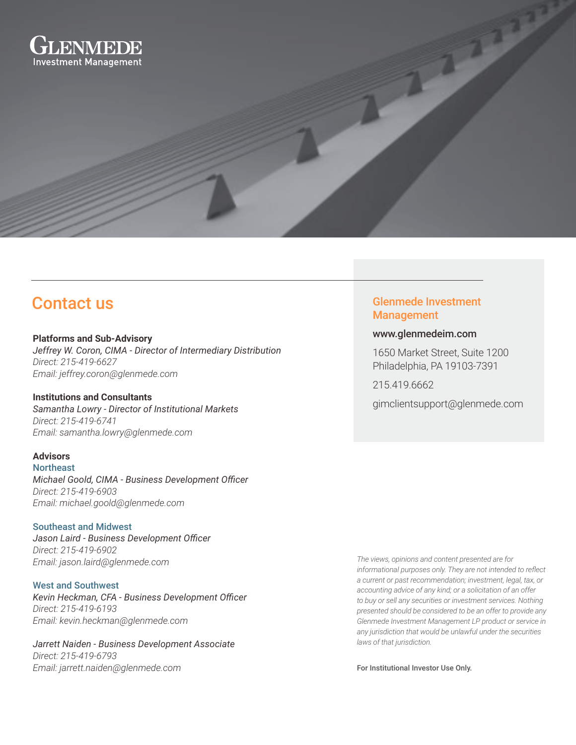GLENMEDE
Investment Management

# Contact us

**Platforms and Sub-Advisory**
*Jeffrey W. Coron, CIMA - Director of Intermediary Distribution*
*Direct: 215-419-6627*
*Email: jeffrey.coron@glenmede.com*

**Institutions and Consultants**
*Samantha Lowry - Director of Institutional Markets*
*Direct: 215-419-6741*
*Email: samantha.lowry@glenmede.com*

**Advisors**

Northeast
*Michael Goold, CIMA - Business Development Officer*
*Direct: 215-419-6903*
*Email: michael.goold@glenmede.com*

Southeast and Midwest
*Jason Laird - Business Development Officer*
*Direct: 215-419-6902*
*Email: jason.laird@glenmede.com*

West and Southwest
*Kevin Heckman, CFA - Business Development Officer*
*Direct: 215-419-6193*
*Email: kevin.heckman@glenmede.com*

*Jarrett Naiden - Business Development Associate*
*Direct: 215-419-6793*
*Email: jarrett.naiden@glenmede.com*

## Glenmede Investment Management

www.glenmedeim.com

1650 Market Street, Suite 1200
Philadelphia, PA 19103-7391

215.419.6662

gimclientsupport@glenmede.com

*The views, opinions and content presented are for informational purposes only. They are not intended to reflect a current or past recommendation; investment, legal, tax, or accounting advice of any kind; or a solicitation of an offer to buy or sell any securities or investment services. Nothing presented should be considered to be an offer to provide any Glenmede Investment Management LP product or service in any jurisdiction that would be unlawful under the securities laws of that jurisdiction.*

**For Institutional Investor Use Only.**